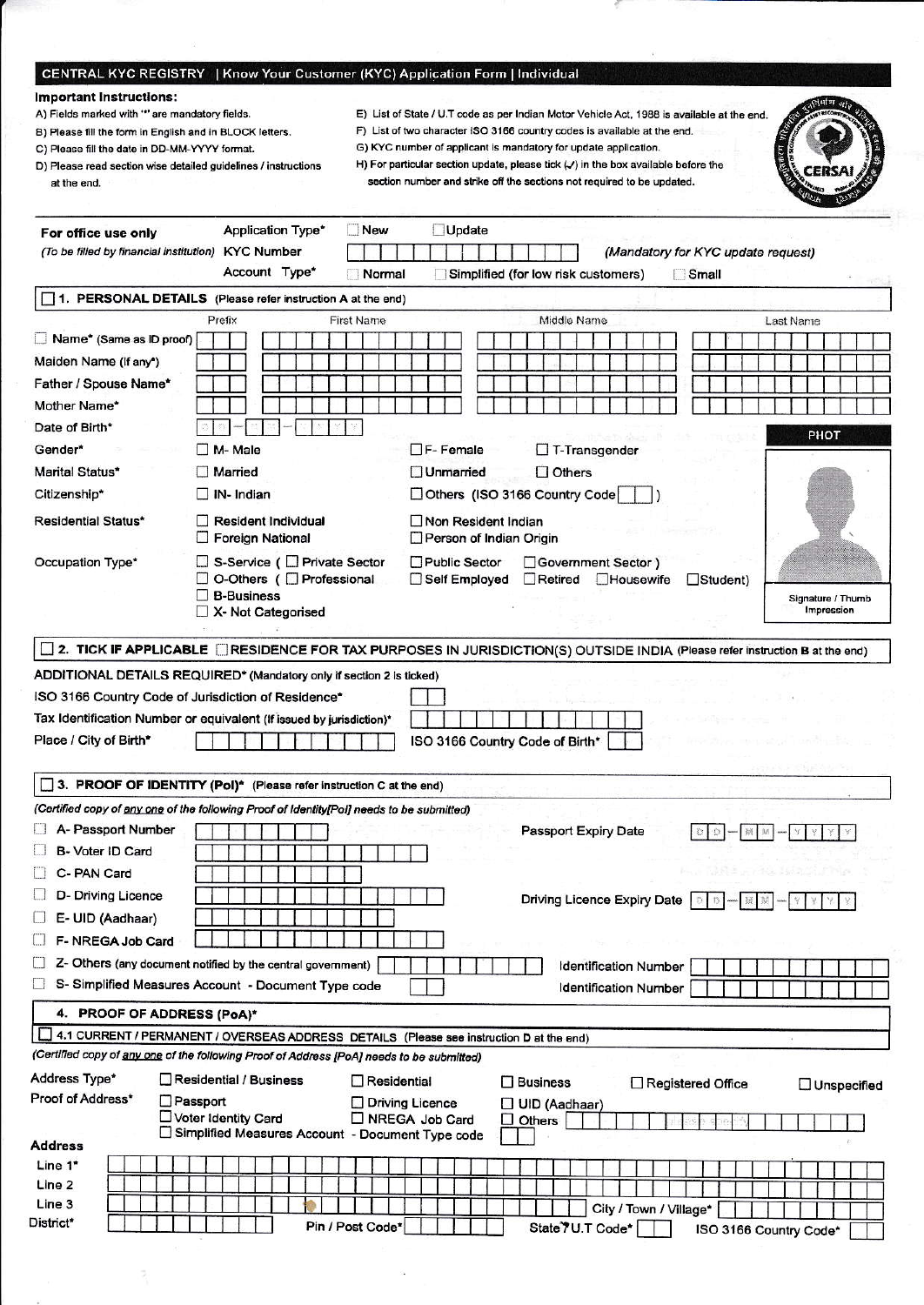# CENTRAL KYC REGISTRY | Know Your Customer (KYC) Application Form | Individual

**Important Instructions:**

A) Fields marked with '*' are mandatory fields.

B) Please fill the form in English and in BLOCK letters.

C) Please fill the date in DD-MM-YYYY format.

D) Please read section wise detailed guidelines / instructions at the end.

E) List of State / U.T code as per Indian Motor Vehicle Act, 1988 is available at the end.

F) List of two character ISO 3166 country codes is available at the end.

G) KYC number of applicant is mandatory for update application.

H) For particular section update, please tick (✓) in the box available before the section number and strike off the sections not required to be updated.

CERSAI

**For office use only**
*(To be filled by financial institution)*

Application Type* ☐ New ☐ Update

KYC Number (*Mandatory for KYC update request*)

Account Type* ☐ Normal ☐ Simplified (for low risk customers) ☐ Small

## ☐ 1. PERSONAL DETAILS (Please refer instruction A at the end)

| | Prefix | First Name | Middle Name | Last Name |
|---|---|---|---|---|
| ☐ Name* (Same as ID proof) | | | | |
| Maiden Name (If any*) | | | | |
| Father / Spouse Name* | | | | |
| Mother Name* | | | | |

Date of Birth* D D - M M - Y Y Y Y

Gender* ☐ M- Male ☐ F- Female ☐ T-Transgender

Marital Status* ☐ Married ☐ Unmarried ☐ Others

Citizenship* ☐ IN- Indian ☐ Others (ISO 3166 Country Code )

Residential Status* ☐ Resident Individual ☐ Non Resident Indian ☐ Foreign National ☐ Person of Indian Origin

Occupation Type* ☐ S-Service ( ☐ Private Sector ☐ Public Sector ☐ Government Sector ) ☐ O-Others ( ☐ Professional ☐ Self Employed ☐ Retired ☐ Housewife ☐ Student) ☐ B-Business ☐ X- Not Categorised

PHOTO

Signature / Thumb Impression

## ☐ 2. TICK IF APPLICABLE ☐ RESIDENCE FOR TAX PURPOSES IN JURISDICTION(S) OUTSIDE INDIA (Please refer instruction B at the end)

ADDITIONAL DETAILS REQUIRED* (Mandatory only if section 2 is ticked)

ISO 3166 Country Code of Jurisdiction of Residence*

Tax Identification Number or equivalent (If issued by jurisdiction)*

Place / City of Birth* ISO 3166 Country Code of Birth*

## ☐ 3. PROOF OF IDENTITY (PoI)* (Please refer instruction C at the end)

*(Certified copy of any one of the following Proof of Identity[PoI] needs to be submitted)*

☐ A- Passport Number Passport Expiry Date D D - M M - Y Y Y Y

☐ B- Voter ID Card

☐ C- PAN Card

☐ D- Driving Licence Driving Licence Expiry Date D D - M M - Y Y Y Y

☐ E- UID (Aadhaar)

☐ F- NREGA Job Card

☐ Z- Others (any document notified by the central government) Identification Number

☐ S- Simplified Measures Account - Document Type code Identification Number

## 4. PROOF OF ADDRESS (PoA)*

### ☐ 4.1 CURRENT / PERMANENT / OVERSEAS ADDRESS DETAILS (Please see instruction D at the end)

*(Certified copy of any one of the following Proof of Address [PoA] needs to be submitted)*

Address Type* ☐ Residential / Business ☐ Residential ☐ Business ☐ Registered Office ☐ Unspecified

Proof of Address* ☐ Passport ☐ Driving Licence ☐ UID (Aadhaar) ☐ Voter Identity Card ☐ NREGA Job Card ☐ Others ☐ Simplified Measures Account - Document Type code

**Address**

Line 1*

Line 2

Line 3 City / Town / Village*

District* Pin / Post Code* State / U.T Code* ISO 3166 Country Code*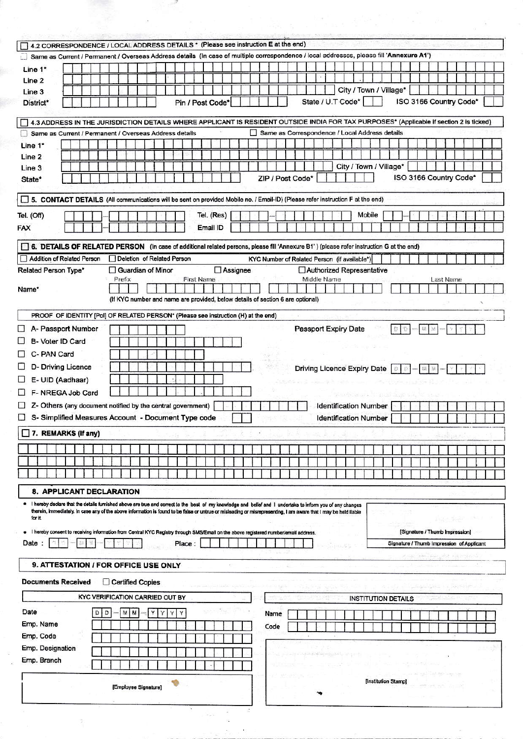## ☐ 4.2 CORRESPONDENCE / LOCAL ADDRESS DETAILS * (Please see instruction E at the end)

☐ Same as Current / Permanent / Overseas Address details (In case of multiple correspondence / local addresses, please fill 'Annexure A1')

Line 1*

Line 2

Line 3 City / Town / Village*

District* Pin / Post Code* State / U.T Code* ISO 3166 Country Code*

## ☐ 4.3 ADDRESS IN THE JURISDICTION DETAILS WHERE APPLICANT IS RESIDENT OUTSIDE INDIA FOR TAX PURPOSES* (Applicable if section 2 is ticked)

☐ Same as Current / Permanent / Overseas Address details ☐ Same as Correspondence / Local Address details

Line 1*

Line 2

Line 3 City / Town / Village*

State* ZIP / Post Code* ISO 3166 Country Code*

## ☐ 5. CONTACT DETAILS (All communications will be sent on provided Mobile no. / Email-ID) (Please refer instruction F at the end)

Tel. (Off) Tel. (Res) Mobile

FAX Email ID

## ☐ 6. DETAILS OF RELATED PERSON (In case of additional related persons, please fill 'Annexure B1') (please refer instruction G at the end)

☐ Addition of Related Person ☐ Deletion of Related Person KYC Number of Related Person (if available*)

Related Person Type* ☐ Guardian of Minor ☐ Assignee ☐ Authorized Representative

Name* Prefix First Name Middle Name Last Name

(If KYC number and name are provided, below details of section 6 are optional)

### PROOF OF IDENTITY [PoI] OF RELATED PERSON* (Please see instruction (H) at the end)

- ☐ A- Passport Number Passport Expiry Date D D - M M - Y Y Y Y
- ☐ B- Voter ID Card
- ☐ C- PAN Card
- ☐ D- Driving Licence Driving Licence Expiry Date D D - M M - Y Y Y Y
- ☐ E- UID (Aadhaar)
- ☐ F- NREGA Job Card
- ☐ Z- Others (any document notified by the central government) Identification Number
- ☐ S- Simplified Measures Account - Document Type code Identification Number

## ☐ 7. REMARKS (If any)

## 8. APPLICANT DECLARATION

- I hereby declare that the details furnished above are true and correct to the best of my knowledge and belief and I undertake to inform you of any changes therein, immediately. In case any of the above information is found to be false or untrue or misleading or misrepresenting, I am aware that I may be held liable for it.
- I hereby consent to receiving information from Central KYC Registry through SMS/Email on the above registered number/email address.

Date : D D - M M - Y Y Y Y Place :

[Signature / Thumb Impression]

Signature / Thumb Impression of Applicant

## 9. ATTESTATION / FOR OFFICE USE ONLY

Documents Received ☐ Certified Copies

| KYC VERIFICATION CARRIED OUT BY | | INSTITUTION DETAILS | |
|---|---|---|---|
| Date | D D - M M - Y Y Y Y | Name | |
| Emp. Name | | Code | |
| Emp. Code | | | |
| Emp. Designation | | | |
| Emp. Branch | | | |
| [Employee Signature] | | [Institution Stamp] | |